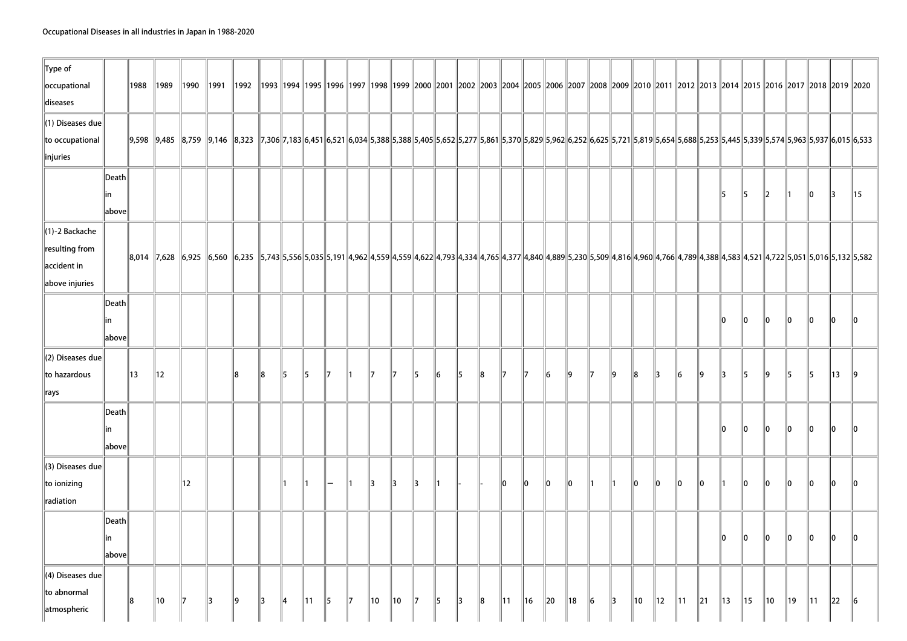Occupational Diseases in all industries in Japan in 1988-2020

| Type of occupational diseases | | 1988 | 1989 | 1990 | 1991 | 1992 | 1993 | 1994 | 1995 | 1996 | 1997 | 1998 | 1999 | 2000 | 2001 | 2002 | 2003 | 2004 | 2005 | 2006 | 2007 | 2008 | 2009 | 2010 | 2011 | 2012 | 2013 | 2014 | 2015 | 2016 | 2017 | 2018 | 2019 | 2020 |
|---|---|---|---|---|---|---|---|---|---|---|---|---|---|---|---|---|---|---|---|---|---|---|---|---|---|---|---|---|---|---|---|---|---|---|
| (1) Diseases due to occupational injuries | | 9,598 | 9,485 | 8,759 | 9,146 | 8,323 | 7,306 | 7,183 | 6,451 | 6,521 | 6,034 | 5,388 | 5,388 | 5,405 | 5,652 | 5,277 | 5,861 | 5,370 | 5,829 | 5,962 | 6,252 | 6,625 | 5,721 | 5,819 | 5,654 | 5,688 | 5,253 | 5,445 | 5,339 | 5,574 | 5,963 | 5,937 | 6,015 | 6,533 |
| | Death in above | | | | | | | | | | | | | | | | | | | | | | | | | | | 5 | 5 | 2 | 1 | 0 | 3 | 15 |
| (1)-2 Backache resulting from accident in above injuries | | 8,014 | 7,628 | 6,925 | 6,560 | 6,235 | 5,743 | 5,556 | 5,035 | 5,191 | 4,962 | 4,559 | 4,559 | 4,622 | 4,793 | 4,334 | 4,765 | 4,377 | 4,840 | 4,889 | 5,230 | 5,509 | 4,816 | 4,960 | 4,766 | 4,789 | 4,388 | 4,583 | 4,521 | 4,722 | 5,051 | 5,016 | 5,132 | 5,582 |
| | Death in above | | | | | | | | | | | | | | | | | | | | | | | | | | | 0 | 0 | 0 | 0 | 0 | 0 | 0 |
| (2) Diseases due to hazardous rays | | 13 | 12 | | | 8 | 8 | 5 | 5 | 7 | 1 | 7 | 7 | 5 | 6 | 5 | 8 | 7 | 7 | 6 | 9 | 7 | 9 | 8 | 3 | 6 | 9 | 3 | 5 | 9 | 5 | 5 | 13 | 9 |
| | Death in above | | | | | | | | | | | | | | | | | | | | | | | | | | | 0 | 0 | 0 | 0 | 0 | 0 | 0 |
| (3) Diseases due to ionizing radiation | | | | 12 | | | | 1 | 1 | — | 1 | 3 | 3 | 3 | 1 | - | - | 0 | 0 | 0 | 0 | 1 | 1 | 0 | 0 | 0 | 0 | 1 | 0 | 0 | 0 | 0 | 0 | 0 |
| | Death in above | | | | | | | | | | | | | | | | | | | | | | | | | | | 0 | 0 | 0 | 0 | 0 | 0 | 0 |
| (4) Diseases due to abnormal atmospheric | | 8 | 10 | 7 | 3 | 9 | 3 | 4 | 11 | 5 | 7 | 10 | 10 | 7 | 5 | 3 | 8 | 11 | 16 | 20 | 18 | 6 | 3 | 10 | 12 | 11 | 21 | 13 | 15 | 10 | 19 | 11 | 22 | 6 |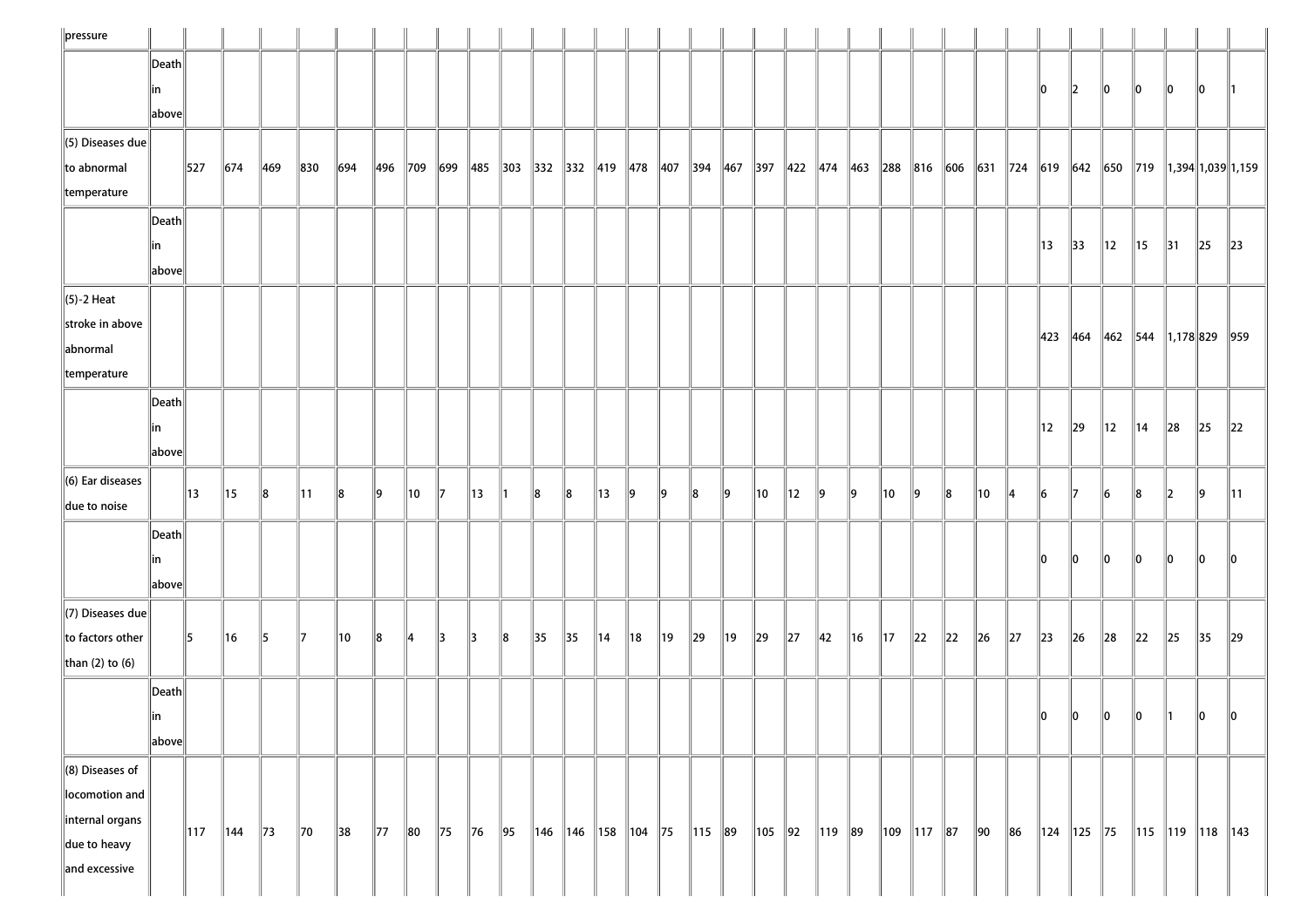| | | | | | | | | | | | | | | | | | | | | | | | | | | | | | | | | | | |
|---|---|---|---|---|---|---|---|---|---|---|---|---|---|---|---|---|---|---|---|---|---|---|---|---|---|---|---|---|---|---|---|---|---|---|
| pressure | | | | | | | | | | | | | | | | | | | | | | | | | | | | | | | | | | |
| | Death in above | | | | | | | | | | | | | | | | | | | | | | | | | | | 0 | 2 | 0 | 0 | 0 | 0 | 1 |
| (5) Diseases due to abnormal temperature | | 527 | 674 | 469 | 830 | 694 | 496 | 709 | 699 | 485 | 303 | 332 | 332 | 419 | 478 | 407 | 394 | 467 | 397 | 422 | 474 | 463 | 288 | 816 | 606 | 631 | 724 | 619 | 642 | 650 | 719 | 1,394 | 1,039 | 1,159 |
| | Death in above | | | | | | | | | | | | | | | | | | | | | | | | | | | 13 | 33 | 12 | 15 | 31 | 25 | 23 |
| (5)-2 Heat stroke in above abnormal temperature | | | | | | | | | | | | | | | | | | | | | | | | | | | | 423 | 464 | 462 | 544 | 1,178 | 829 | 959 |
| | Death in above | | | | | | | | | | | | | | | | | | | | | | | | | | | 12 | 29 | 12 | 14 | 28 | 25 | 22 |
| (6) Ear diseases due to noise | | 13 | 15 | 8 | 11 | 8 | 9 | 10 | 7 | 13 | 1 | 8 | 8 | 13 | 9 | 9 | 8 | 9 | 10 | 12 | 9 | 9 | 10 | 9 | 8 | 10 | 4 | 6 | 7 | 6 | 8 | 2 | 9 | 11 |
| | Death in above | | | | | | | | | | | | | | | | | | | | | | | | | | | 0 | 0 | 0 | 0 | 0 | 0 | 0 |
| (7) Diseases due to factors other than (2) to (6) | | 5 | 16 | 5 | 7 | 10 | 8 | 4 | 3 | 3 | 8 | 35 | 35 | 14 | 18 | 19 | 29 | 19 | 29 | 27 | 42 | 16 | 17 | 22 | 22 | 26 | 27 | 23 | 26 | 28 | 22 | 25 | 35 | 29 |
| | Death in above | | | | | | | | | | | | | | | | | | | | | | | | | | | 0 | 0 | 0 | 0 | 1 | 0 | 0 |
| (8) Diseases of locomotion and internal organs due to heavy and excessive | | 117 | 144 | 73 | 70 | 38 | 77 | 80 | 75 | 76 | 95 | 146 | 146 | 158 | 104 | 75 | 115 | 89 | 105 | 92 | 119 | 89 | 109 | 117 | 87 | 90 | 86 | 124 | 125 | 75 | 115 | 119 | 118 | 143 |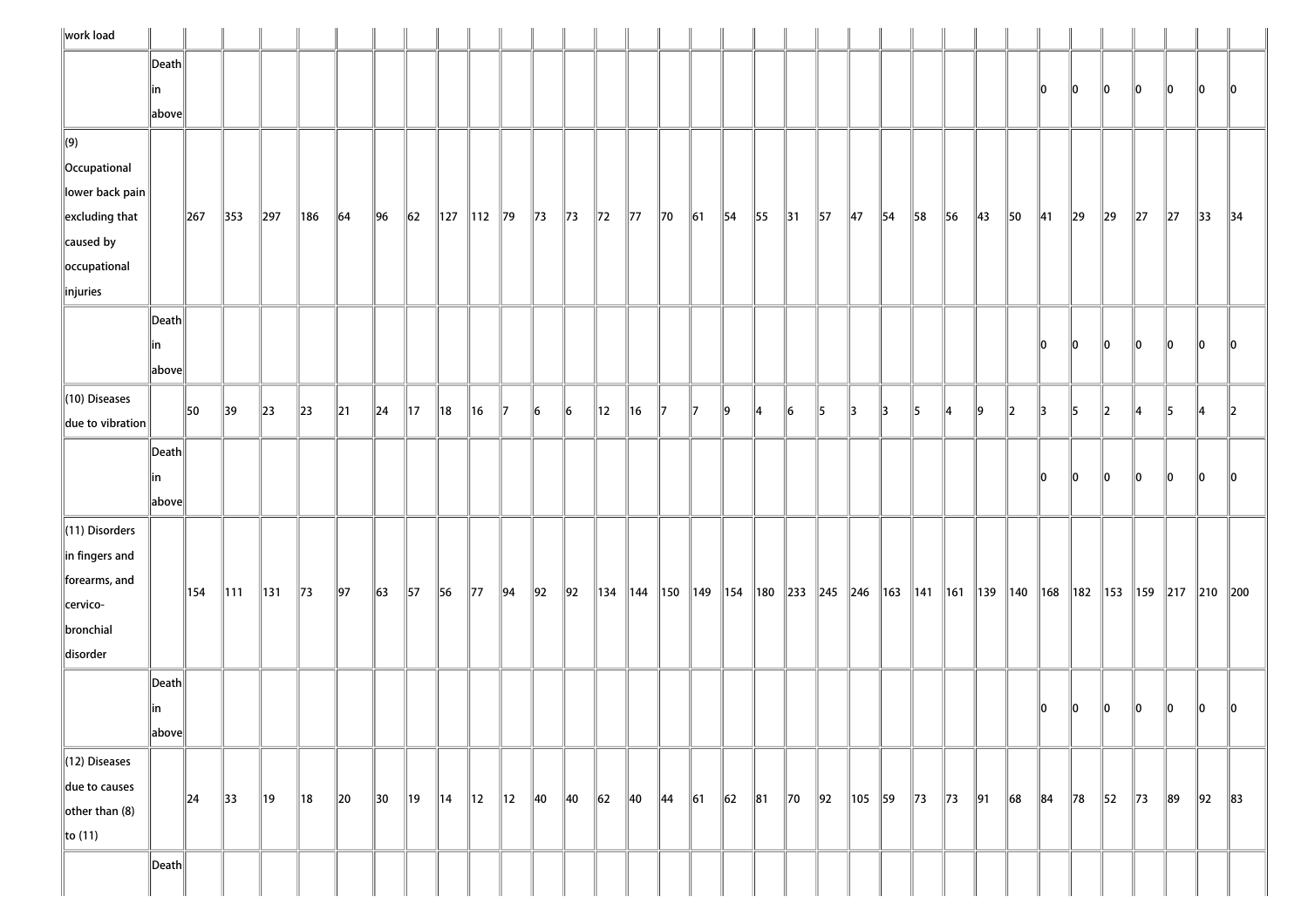| work load | | | | | | | | | | | | | | | | | | | | | | | | | | | | | | | | | | |
|---|---|---|---|---|---|---|---|---|---|---|---|---|---|---|---|---|---|---|---|---|---|---|---|---|---|---|---|---|---|---|---|---|---|---|
| | Death in above | | | | | | | | | | | | | | | | | | | | | | | | | | 0 | 0 | 0 | 0 | 0 | 0 | 0 |
| (9) Occupational lower back pain excluding that caused by occupational injuries | | 267 | 353 | 297 | 186 | 64 | 96 | 62 | 127 | 112 | 79 | 73 | 73 | 72 | 77 | 70 | 61 | 54 | 55 | 31 | 57 | 47 | 54 | 58 | 56 | 43 | 50 | 41 | 29 | 29 | 27 | 27 | 33 | 34 |
| | Death in above | | | | | | | | | | | | | | | | | | | | | | | | | | 0 | 0 | 0 | 0 | 0 | 0 | 0 |
| (10) Diseases due to vibration | | 50 | 39 | 23 | 23 | 21 | 24 | 17 | 18 | 16 | 7 | 6 | 6 | 12 | 16 | 7 | 7 | 9 | 4 | 6 | 5 | 3 | 3 | 5 | 4 | 9 | 2 | 3 | 5 | 2 | 4 | 5 | 4 | 2 |
| | Death in above | | | | | | | | | | | | | | | | | | | | | | | | | | 0 | 0 | 0 | 0 | 0 | 0 | 0 |
| (11) Disorders in fingers and forearms, and cervico-bronchial disorder | | 154 | 111 | 131 | 73 | 97 | 63 | 57 | 56 | 77 | 94 | 92 | 92 | 134 | 144 | 150 | 149 | 154 | 180 | 233 | 245 | 246 | 163 | 141 | 161 | 139 | 140 | 168 | 182 | 153 | 159 | 217 | 210 | 200 |
| | Death in above | | | | | | | | | | | | | | | | | | | | | | | | | | 0 | 0 | 0 | 0 | 0 | 0 | 0 |
| (12) Diseases due to causes other than (8) to (11) | | 24 | 33 | 19 | 18 | 20 | 30 | 19 | 14 | 12 | 12 | 40 | 40 | 62 | 40 | 44 | 61 | 62 | 81 | 70 | 92 | 105 | 59 | 73 | 73 | 91 | 68 | 84 | 78 | 52 | 73 | 89 | 92 | 83 |
| | Death | | | | | | | | | | | | | | | | | | | | | | | | | | | | | | | | | |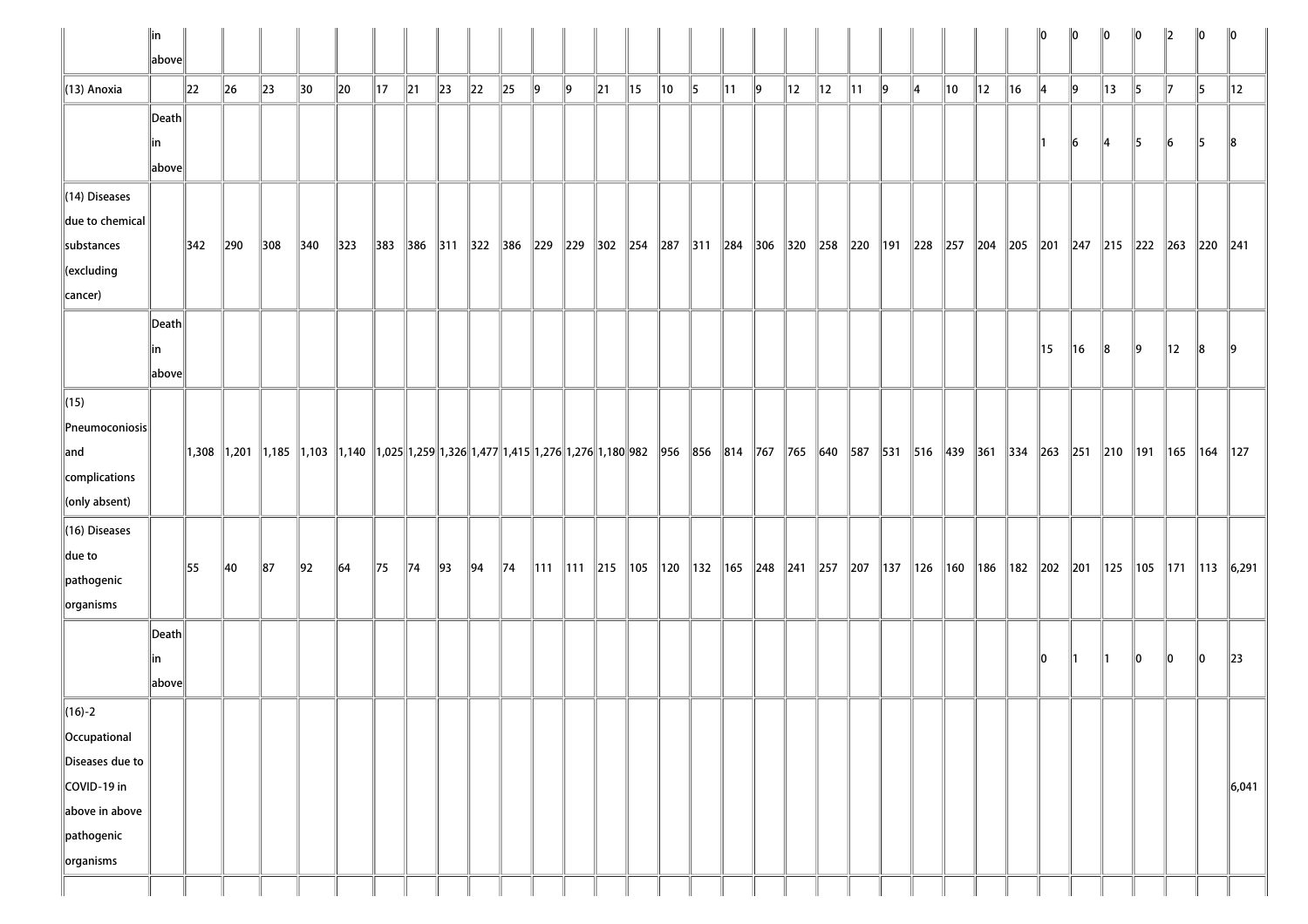| | | | | | | | | | | | | | | | | | | | | | | | | | | | | | | | | | | |
|---|---|---|---|---|---|---|---|---|---|---|---|---|---|---|---|---|---|---|---|---|---|---|---|---|---|---|---|---|---|---|---|---|---|---|
| | in above | | | | | | | | | | | | | | | | | | | | | | | | | | | 0 | 0 | 0 | 0 | 2 | 0 | 0 |
| (13) Anoxia | | 22 | 26 | 23 | 30 | 20 | 17 | 21 | 23 | 22 | 25 | 9 | 9 | 21 | 15 | 10 | 5 | 11 | 9 | 12 | 12 | 11 | 9 | 4 | 10 | 12 | 16 | 4 | 9 | 13 | 5 | 7 | 5 | 12 |
| | Death in above | | | | | | | | | | | | | | | | | | | | | | | | | | | 1 | 6 | 4 | 5 | 6 | 5 | 8 |
| (14) Diseases due to chemical substances (excluding cancer) | | 342 | 290 | 308 | 340 | 323 | 383 | 386 | 311 | 322 | 386 | 229 | 229 | 302 | 254 | 287 | 311 | 284 | 306 | 320 | 258 | 220 | 191 | 228 | 257 | 204 | 205 | 201 | 247 | 215 | 222 | 263 | 220 | 241 |
| | Death in above | | | | | | | | | | | | | | | | | | | | | | | | | | | 15 | 16 | 8 | 9 | 12 | 8 | 9 |
| (15) Pneumoconiosis and complications (only absent) | | 1,308 | 1,201 | 1,185 | 1,103 | 1,140 | 1,025 | 1,259 | 1,326 | 1,477 | 1,415 | 1,276 | 1,276 | 1,180 | 982 | 956 | 856 | 814 | 767 | 765 | 640 | 587 | 531 | 516 | 439 | 361 | 334 | 263 | 251 | 210 | 191 | 165 | 164 | 127 |
| (16) Diseases due to pathogenic organisms | | 55 | 40 | 87 | 92 | 64 | 75 | 74 | 93 | 94 | 74 | 111 | 111 | 215 | 105 | 120 | 132 | 165 | 248 | 241 | 257 | 207 | 137 | 126 | 160 | 186 | 182 | 202 | 201 | 125 | 105 | 171 | 113 | 6,291 |
| | Death in above | | | | | | | | | | | | | | | | | | | | | | | | | | | 0 | 1 | 1 | 0 | 0 | 0 | 23 |
| (16)-2 Occupational Diseases due to COVID-19 in above in above pathogenic organisms | | | | | | | | | | | | | | | | | | | | | | | | | | | | | | | | | | 6,041 |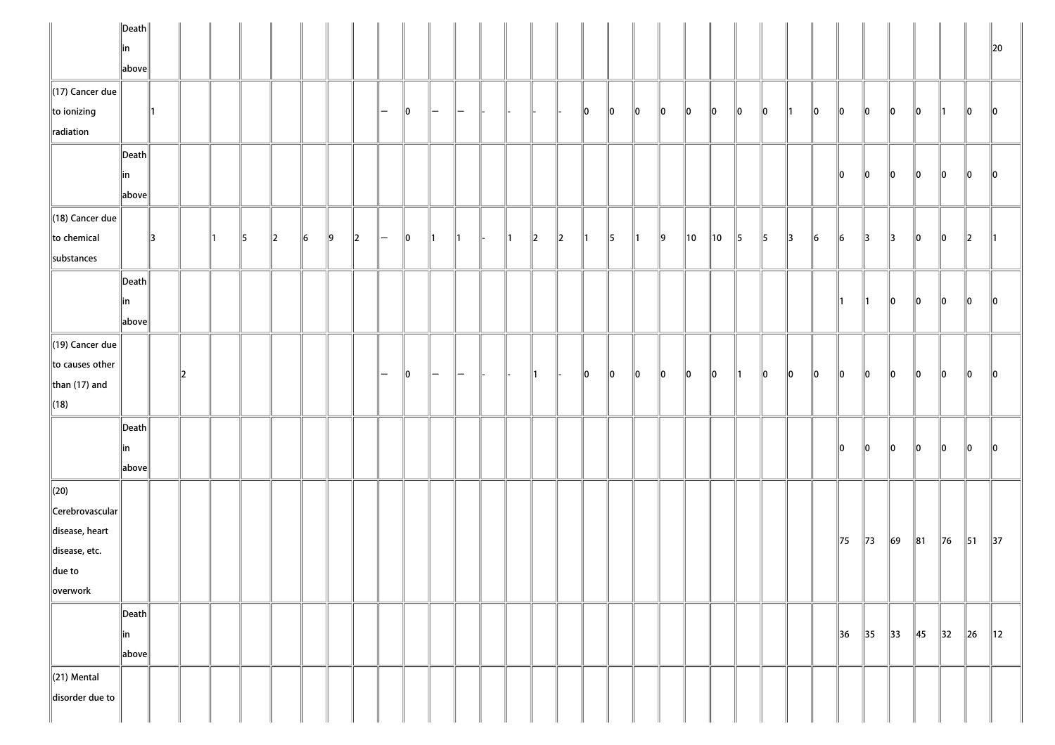| | | | | | | | | | | | | | | | | | | | | | | | | | | | | | | | | | | |
|---|---|---|---|---|---|---|---|---|---|---|---|---|---|---|---|---|---|---|---|---|---|---|---|---|---|---|---|---|---|---|---|---|---|---|
| | Death in above | | | | | | | | | | | | | | | | | | | | | | | | | | | | | | | | | 20 |
| (17) Cancer due to ionizing radiation | | 1 | | | | | | | | — | 0 | — | — | - | - | - | - | 0 | 0 | 0 | 0 | 0 | 0 | 0 | 0 | 1 | 0 | 0 | 0 | 0 | 0 | 1 | 0 | 0 |
| | Death in above | | | | | | | | | | | | | | | | | | | | | | | | | | | 0 | 0 | 0 | 0 | 0 | 0 | 0 |
| (18) Cancer due to chemical substances | | 3 | | 1 | 5 | 2 | 6 | 9 | 2 | — | 0 | 1 | 1 | - | 1 | 2 | 2 | 1 | 5 | 1 | 9 | 10 | 10 | 5 | 5 | 3 | 6 | 6 | 3 | 3 | 0 | 0 | 2 | 1 |
| | Death in above | | | | | | | | | | | | | | | | | | | | | | | | | | | 1 | 1 | 0 | 0 | 0 | 0 | 0 |
| (19) Cancer due to causes other than (17) and (18) | | | 2 | | | | | | | — | 0 | — | — | - | - | 1 | - | 0 | 0 | 0 | 0 | 0 | 0 | 1 | 0 | 0 | 0 | 0 | 0 | 0 | 0 | 0 | 0 | 0 |
| | Death in above | | | | | | | | | | | | | | | | | | | | | | | | | | | 0 | 0 | 0 | 0 | 0 | 0 | 0 |
| (20) Cerebrovascular disease, heart disease, etc. due to overwork | | | | | | | | | | | | | | | | | | | | | | | | | | | | 75 | 73 | 69 | 81 | 76 | 51 | 37 |
| | Death in above | | | | | | | | | | | | | | | | | | | | | | | | | | | 36 | 35 | 33 | 45 | 32 | 26 | 12 |
| (21) Mental disorder due to | | | | | | | | | | | | | | | | | | | | | | | | | | | | | | | | | | |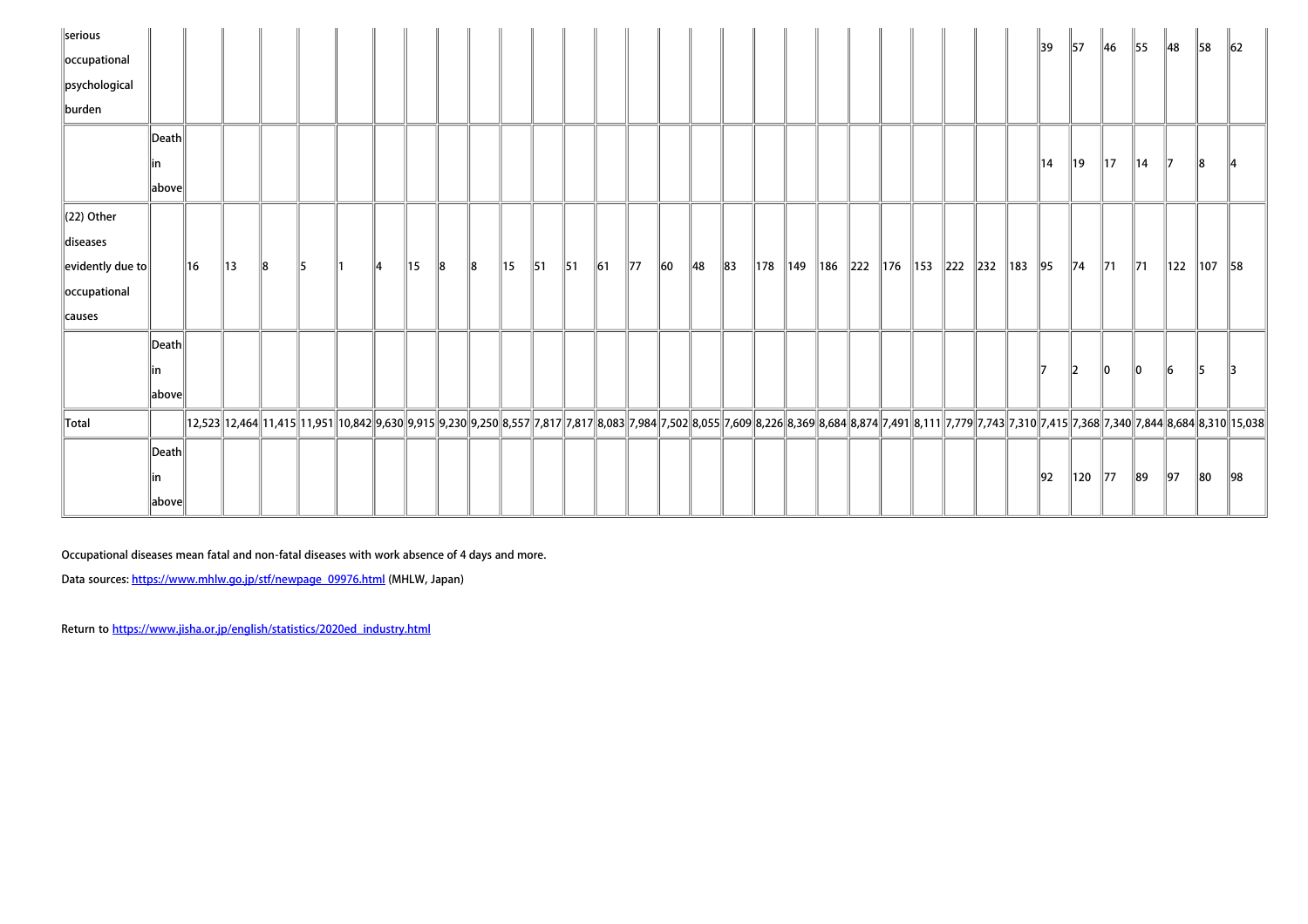| | | | | | | | | | | | | | | | | | | | | | | | | | | | | | | | | | | |
|---|---|---|---|---|---|---|---|---|---|---|---|---|---|---|---|---|---|---|---|---|---|---|---|---|---|---|---|---|---|---|---|---|---|---|
| serious occupational psychological burden | | | | | | | | | | | | | | | | | | | | | | | | | | | | 39 | 57 | 46 | 55 | 48 | 58 | 62 |
| | Death in above | | | | | | | | | | | | | | | | | | | | | | | | | | | 14 | 19 | 17 | 14 | 7 | 8 | 4 |
| (22) Other diseases evidently due to occupational causes | | 16 | 13 | 8 | 5 | 1 | 4 | 15 | 8 | 8 | 15 | 51 | 51 | 61 | 77 | 60 | 48 | 83 | 178 | 149 | 186 | 222 | 176 | 153 | 222 | 232 | 183 | 95 | 74 | 71 | 71 | 122 | 107 | 58 |
| | Death in above | | | | | | | | | | | | | | | | | | | | | | | | | | | 7 | 2 | 0 | 0 | 6 | 5 | 3 |
| Total | | 12,523 | 12,464 | 11,415 | 11,951 | 10,842 | 9,630 | 9,915 | 9,230 | 9,250 | 8,557 | 7,817 | 7,817 | 8,083 | 7,984 | 7,502 | 8,055 | 7,609 | 8,226 | 8,369 | 8,684 | 8,874 | 7,491 | 8,111 | 7,779 | 7,743 | 7,310 | 7,415 | 7,368 | 7,340 | 7,844 | 8,684 | 8,310 | 15,038 |
| | Death in above | | | | | | | | | | | | | | | | | | | | | | | | | | | 92 | 120 | 77 | 89 | 97 | 80 | 98 |

Occupational diseases mean fatal and non-fatal diseases with work absence of 4 days and more.

Data sources: https://www.mhlw.go.jp/stf/newpage_09976.html (MHLW, Japan)

Return to https://www.jisha.or.jp/english/statistics/2020ed_industry.html